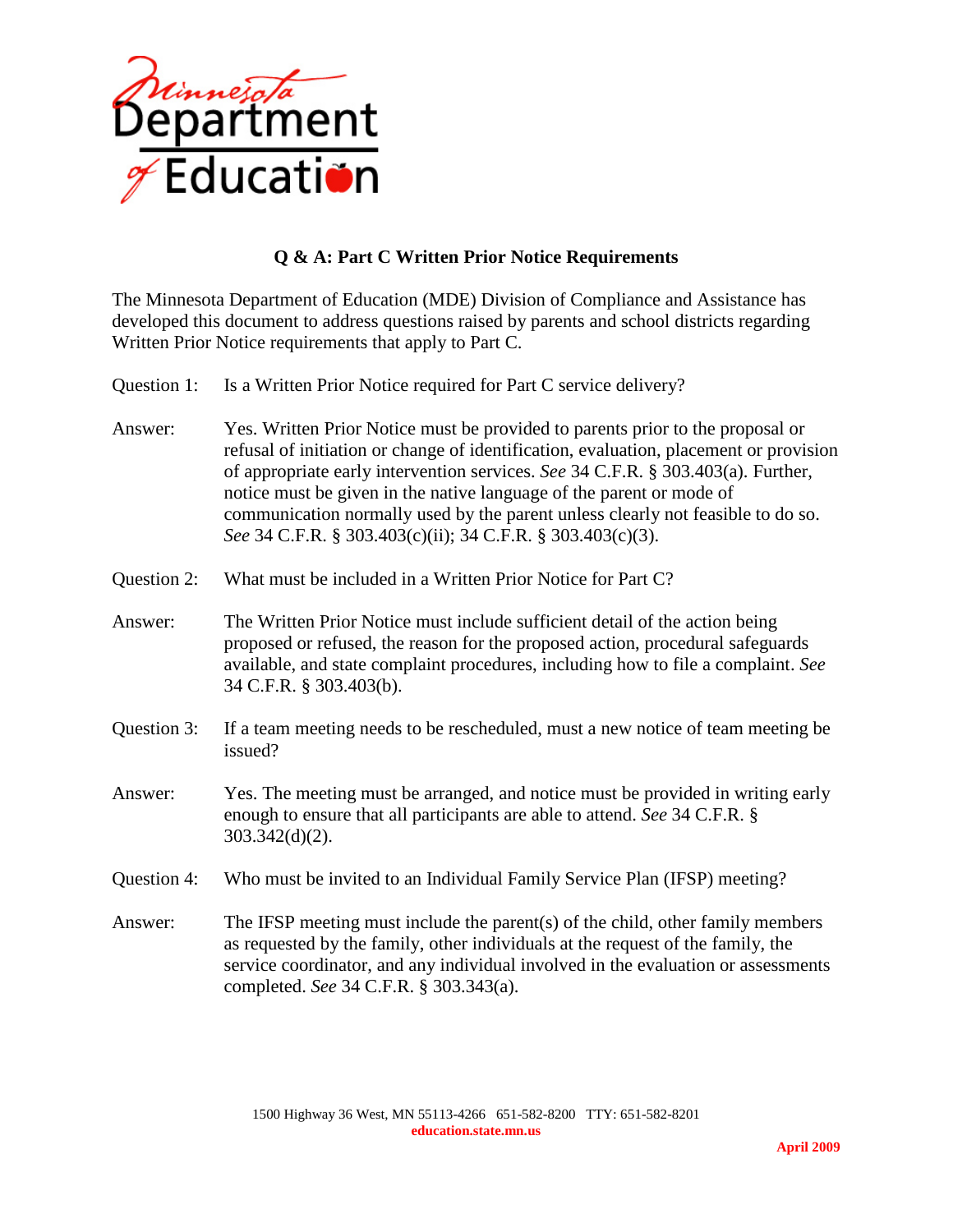Minnesota Department of Education

## Q & A: Part C Written Prior Notice Requirements

The Minnesota Department of Education (MDE) Division of Compliance and Assistance has developed this document to address questions raised by parents and school districts regarding Written Prior Notice requirements that apply to Part C.

Question 1: Is a Written Prior Notice required for Part C service delivery?

Answer: Yes. Written Prior Notice must be provided to parents prior to the proposal or refusal of initiation or change of identification, evaluation, placement or provision of appropriate early intervention services. *See* 34 C.F.R. § 303.403(a). Further, notice must be given in the native language of the parent or mode of communication normally used by the parent unless clearly not feasible to do so. *See* 34 C.F.R. § 303.403(c)(ii); 34 C.F.R. § 303.403(c)(3).

Question 2: What must be included in a Written Prior Notice for Part C?

Answer: The Written Prior Notice must include sufficient detail of the action being proposed or refused, the reason for the proposed action, procedural safeguards available, and state complaint procedures, including how to file a complaint. *See* 34 C.F.R. § 303.403(b).

Question 3: If a team meeting needs to be rescheduled, must a new notice of team meeting be issued?

Answer: Yes. The meeting must be arranged, and notice must be provided in writing early enough to ensure that all participants are able to attend. *See* 34 C.F.R. § 303.342(d)(2).

Question 4: Who must be invited to an Individual Family Service Plan (IFSP) meeting?

Answer: The IFSP meeting must include the parent(s) of the child, other family members as requested by the family, other individuals at the request of the family, the service coordinator, and any individual involved in the evaluation or assessments completed. *See* 34 C.F.R. § 303.343(a).

1500 Highway 36 West, MN 55113-4266 651-582-8200 TTY: 651-582-8201
**education.state.mn.us**

**April 2009**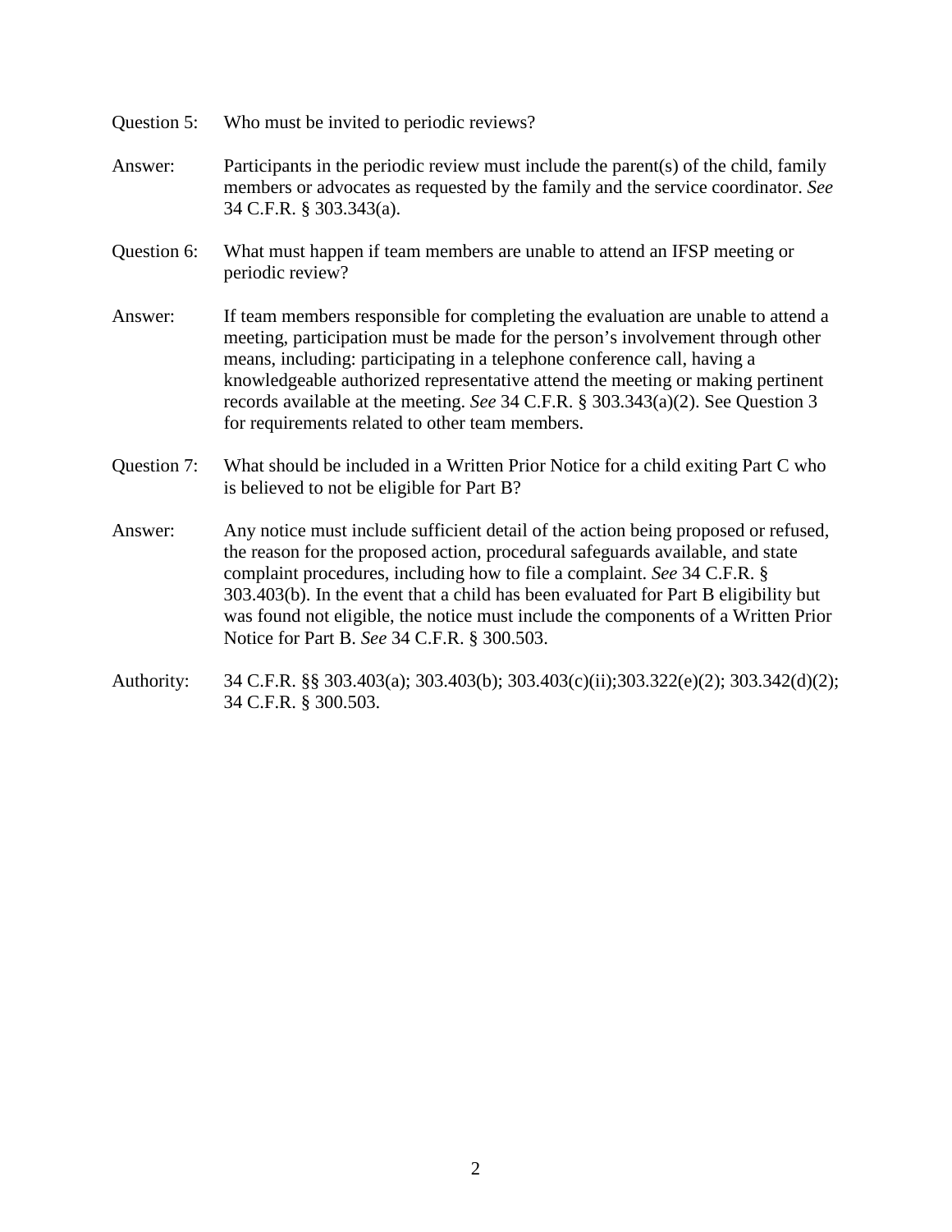Question 5: Who must be invited to periodic reviews?

Answer: Participants in the periodic review must include the parent(s) of the child, family members or advocates as requested by the family and the service coordinator. *See* 34 C.F.R. § 303.343(a).

Question 6: What must happen if team members are unable to attend an IFSP meeting or periodic review?

Answer: If team members responsible for completing the evaluation are unable to attend a meeting, participation must be made for the person's involvement through other means, including: participating in a telephone conference call, having a knowledgeable authorized representative attend the meeting or making pertinent records available at the meeting. *See* 34 C.F.R. § 303.343(a)(2). See Question 3 for requirements related to other team members.

Question 7: What should be included in a Written Prior Notice for a child exiting Part C who is believed to not be eligible for Part B?

Answer: Any notice must include sufficient detail of the action being proposed or refused, the reason for the proposed action, procedural safeguards available, and state complaint procedures, including how to file a complaint. *See* 34 C.F.R. § 303.403(b). In the event that a child has been evaluated for Part B eligibility but was found not eligible, the notice must include the components of a Written Prior Notice for Part B. *See* 34 C.F.R. § 300.503.

Authority: 34 C.F.R. §§ 303.403(a); 303.403(b); 303.403(c)(ii);303.322(e)(2); 303.342(d)(2); 34 C.F.R. § 300.503.